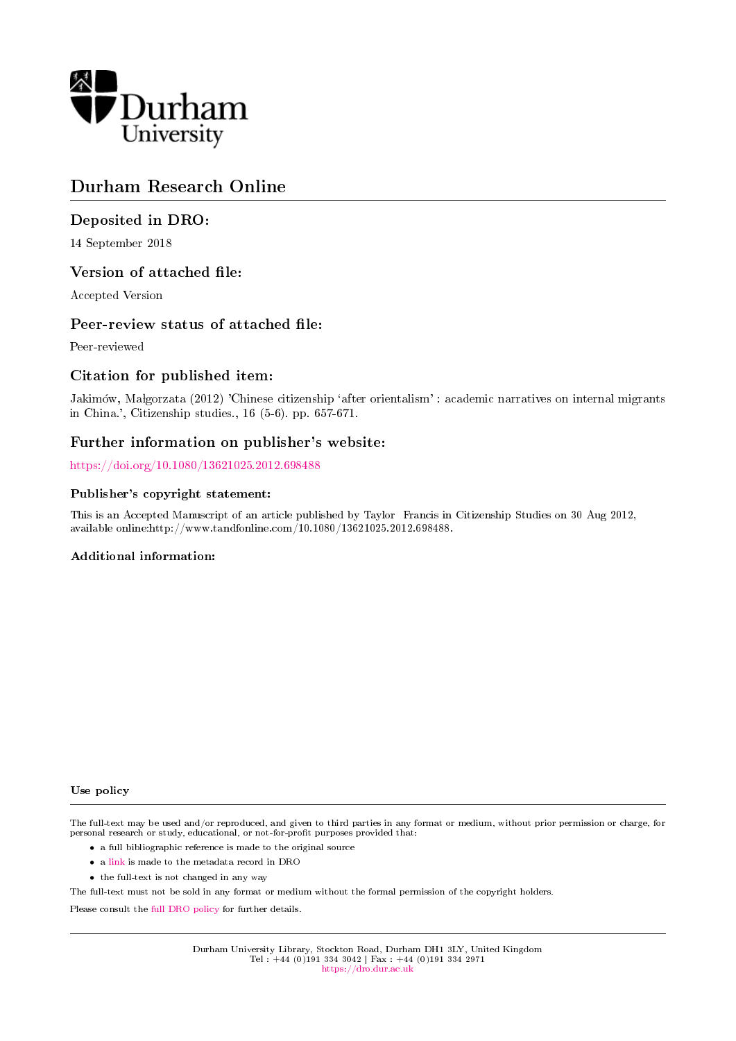Durham University

# Durham Research Online

## Deposited in DRO:

14 September 2018

## Version of attached file:

Accepted Version

## Peer-review status of attached file:

Peer-reviewed

## Citation for published item:

Jakimów, Małgorzata (2012) 'Chinese citizenship 'after orientalism' : academic narratives on internal migrants in China.', Citizenship studies., 16 (5-6). pp. 657-671.

## Further information on publisher's website:

https://doi.org/10.1080/13621025.2012.698488

### Publisher's copyright statement:

This is an Accepted Manuscript of an article published by Taylor Francis in Citizenship Studies on 30 Aug 2012, available online:http://www.tandfonline.com/10.1080/13621025.2012.698488.

### Additional information:

#### Use policy

The full-text may be used and/or reproduced, and given to third parties in any format or medium, without prior permission or charge, for personal research or study, educational, or not-for-profit purposes provided that:

- a full bibliographic reference is made to the original source
- a link is made to the metadata record in DRO
- the full-text is not changed in any way

The full-text must not be sold in any format or medium without the formal permission of the copyright holders.

Please consult the full DRO policy for further details.

Durham University Library, Stockton Road, Durham DH1 3LY, United Kingdom
Tel : +44 (0)191 334 3042 | Fax : +44 (0)191 334 2971
https://dro.dur.ac.uk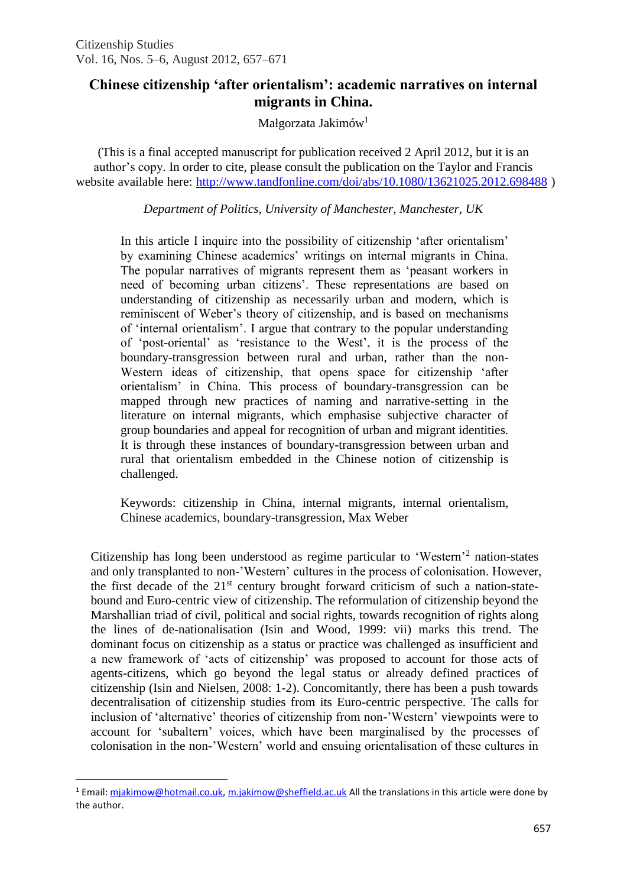Citizenship Studies
Vol. 16, Nos. 5–6, August 2012, 657–671

# Chinese citizenship 'after orientalism': academic narratives on internal migrants in China.

Małgorzata Jakimów[1]

(This is a final accepted manuscript for publication received 2 April 2012, but it is an author's copy. In order to cite, please consult the publication on the Taylor and Francis website available here: http://www.tandfonline.com/doi/abs/10.1080/13621025.2012.698488 )

*Department of Politics, University of Manchester, Manchester, UK*

> In this article I inquire into the possibility of citizenship 'after orientalism' by examining Chinese academics' writings on internal migrants in China. The popular narratives of migrants represent them as 'peasant workers in need of becoming urban citizens'. These representations are based on understanding of citizenship as necessarily urban and modern, which is reminiscent of Weber's theory of citizenship, and is based on mechanisms of 'internal orientalism'. I argue that contrary to the popular understanding of 'post-oriental' as 'resistance to the West', it is the process of the boundary-transgression between rural and urban, rather than the non-Western ideas of citizenship, that opens space for citizenship 'after orientalism' in China. This process of boundary-transgression can be mapped through new practices of naming and narrative-setting in the literature on internal migrants, which emphasise subjective character of group boundaries and appeal for recognition of urban and migrant identities. It is through these instances of boundary-transgression between urban and rural that orientalism embedded in the Chinese notion of citizenship is challenged.
>
> Keywords: citizenship in China, internal migrants, internal orientalism, Chinese academics, boundary-transgression, Max Weber

Citizenship has long been understood as regime particular to 'Western'[2] nation-states and only transplanted to non-'Western' cultures in the process of colonisation. However, the first decade of the 21st century brought forward criticism of such a nation-state-bound and Euro-centric view of citizenship. The reformulation of citizenship beyond the Marshallian triad of civil, political and social rights, towards recognition of rights along the lines of de-nationalisation (Isin and Wood, 1999: vii) marks this trend. The dominant focus on citizenship as a status or practice was challenged as insufficient and a new framework of 'acts of citizenship' was proposed to account for those acts of agents-citizens, which go beyond the legal status or already defined practices of citizenship (Isin and Nielsen, 2008: 1-2). Concomitantly, there has been a push towards decentralisation of citizenship studies from its Euro-centric perspective. The calls for inclusion of 'alternative' theories of citizenship from non-'Western' viewpoints were to account for 'subaltern' voices, which have been marginalised by the processes of colonisation in the non-'Western' world and ensuing orientalisation of these cultures in

[1] Email: mjakimow@hotmail.co.uk, m.jakimow@sheffield.ac.uk All the translations in this article were done by the author.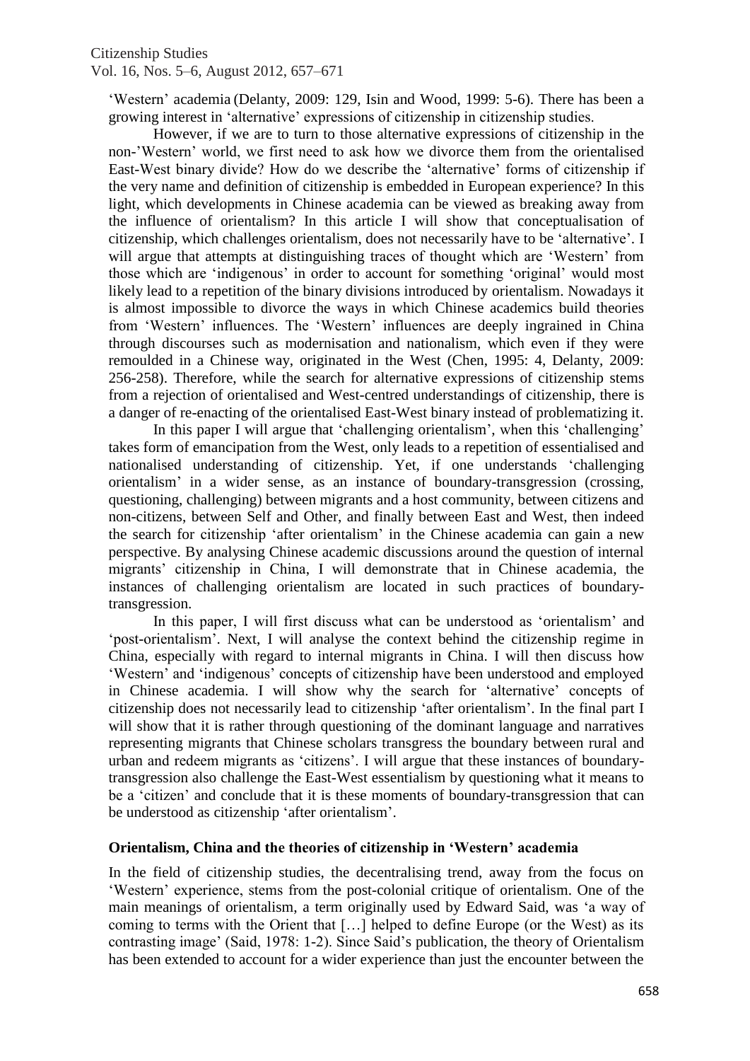'Western' academia (Delanty, 2009: 129, Isin and Wood, 1999: 5-6). There has been a growing interest in 'alternative' expressions of citizenship in citizenship studies.

However, if we are to turn to those alternative expressions of citizenship in the non-'Western' world, we first need to ask how we divorce them from the orientalised East-West binary divide? How do we describe the 'alternative' forms of citizenship if the very name and definition of citizenship is embedded in European experience? In this light, which developments in Chinese academia can be viewed as breaking away from the influence of orientalism? In this article I will show that conceptualisation of citizenship, which challenges orientalism, does not necessarily have to be 'alternative'. I will argue that attempts at distinguishing traces of thought which are 'Western' from those which are 'indigenous' in order to account for something 'original' would most likely lead to a repetition of the binary divisions introduced by orientalism. Nowadays it is almost impossible to divorce the ways in which Chinese academics build theories from 'Western' influences. The 'Western' influences are deeply ingrained in China through discourses such as modernisation and nationalism, which even if they were remoulded in a Chinese way, originated in the West (Chen, 1995: 4, Delanty, 2009: 256-258). Therefore, while the search for alternative expressions of citizenship stems from a rejection of orientalised and West-centred understandings of citizenship, there is a danger of re-enacting of the orientalised East-West binary instead of problematizing it.

In this paper I will argue that 'challenging orientalism', when this 'challenging' takes form of emancipation from the West, only leads to a repetition of essentialised and nationalised understanding of citizenship. Yet, if one understands 'challenging orientalism' in a wider sense, as an instance of boundary-transgression (crossing, questioning, challenging) between migrants and a host community, between citizens and non-citizens, between Self and Other, and finally between East and West, then indeed the search for citizenship 'after orientalism' in the Chinese academia can gain a new perspective. By analysing Chinese academic discussions around the question of internal migrants' citizenship in China, I will demonstrate that in Chinese academia, the instances of challenging orientalism are located in such practices of boundary-transgression.

In this paper, I will first discuss what can be understood as 'orientalism' and 'post-orientalism'. Next, I will analyse the context behind the citizenship regime in China, especially with regard to internal migrants in China. I will then discuss how 'Western' and 'indigenous' concepts of citizenship have been understood and employed in Chinese academia. I will show why the search for 'alternative' concepts of citizenship does not necessarily lead to citizenship 'after orientalism'. In the final part I will show that it is rather through questioning of the dominant language and narratives representing migrants that Chinese scholars transgress the boundary between rural and urban and redeem migrants as 'citizens'. I will argue that these instances of boundary-transgression also challenge the East-West essentialism by questioning what it means to be a 'citizen' and conclude that it is these moments of boundary-transgression that can be understood as citizenship 'after orientalism'.

## Orientalism, China and the theories of citizenship in 'Western' academia

In the field of citizenship studies, the decentralising trend, away from the focus on 'Western' experience, stems from the post-colonial critique of orientalism. One of the main meanings of orientalism, a term originally used by Edward Said, was 'a way of coming to terms with the Orient that […] helped to define Europe (or the West) as its contrasting image' (Said, 1978: 1-2). Since Said's publication, the theory of Orientalism has been extended to account for a wider experience than just the encounter between the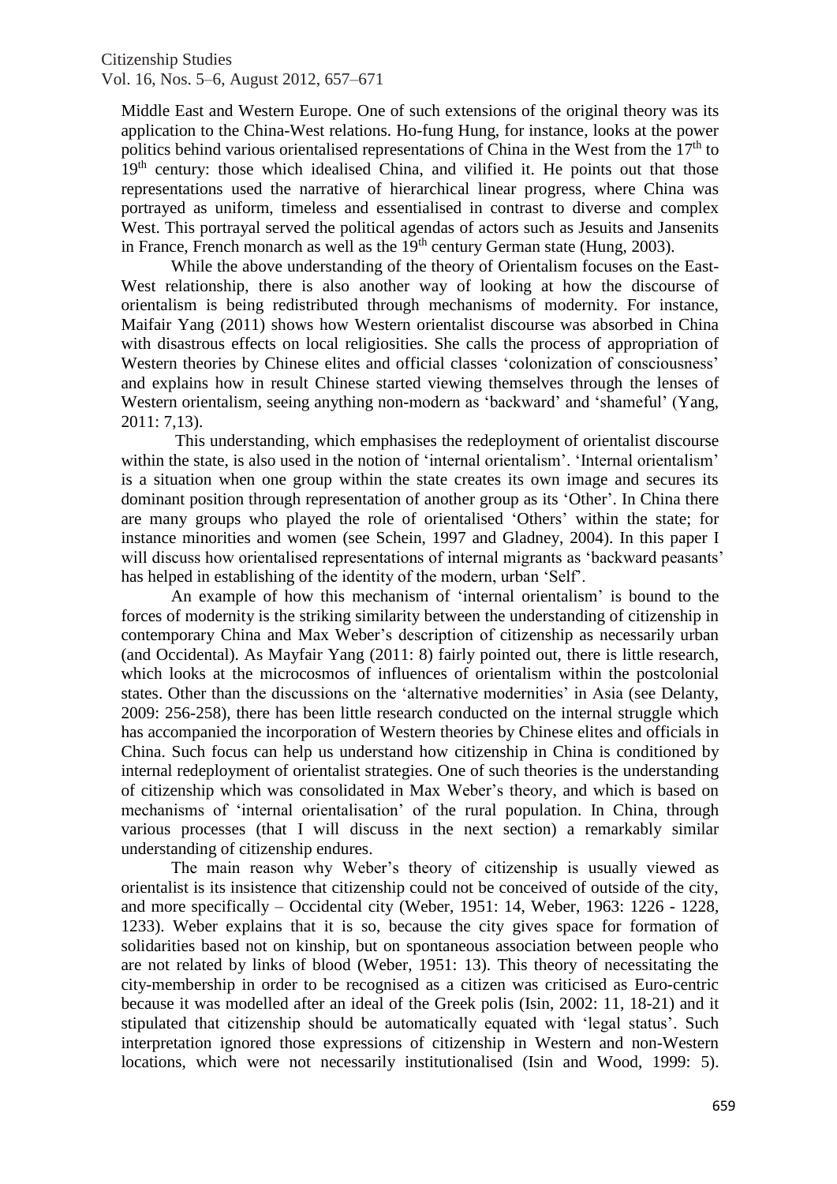Middle East and Western Europe. One of such extensions of the original theory was its application to the China-West relations. Ho-fung Hung, for instance, looks at the power politics behind various orientalised representations of China in the West from the 17th to 19th century: those which idealised China, and vilified it. He points out that those representations used the narrative of hierarchical linear progress, where China was portrayed as uniform, timeless and essentialised in contrast to diverse and complex West. This portrayal served the political agendas of actors such as Jesuits and Jansenits in France, French monarch as well as the 19th century German state (Hung, 2003).

While the above understanding of the theory of Orientalism focuses on the East-West relationship, there is also another way of looking at how the discourse of orientalism is being redistributed through mechanisms of modernity. For instance, Maifair Yang (2011) shows how Western orientalist discourse was absorbed in China with disastrous effects on local religiosities. She calls the process of appropriation of Western theories by Chinese elites and official classes 'colonization of consciousness' and explains how in result Chinese started viewing themselves through the lenses of Western orientalism, seeing anything non-modern as 'backward' and 'shameful' (Yang, 2011: 7,13).

This understanding, which emphasises the redeployment of orientalist discourse within the state, is also used in the notion of 'internal orientalism'. 'Internal orientalism' is a situation when one group within the state creates its own image and secures its dominant position through representation of another group as its 'Other'. In China there are many groups who played the role of orientalised 'Others' within the state; for instance minorities and women (see Schein, 1997 and Gladney, 2004). In this paper I will discuss how orientalised representations of internal migrants as 'backward peasants' has helped in establishing of the identity of the modern, urban 'Self'.

An example of how this mechanism of 'internal orientalism' is bound to the forces of modernity is the striking similarity between the understanding of citizenship in contemporary China and Max Weber's description of citizenship as necessarily urban (and Occidental). As Mayfair Yang (2011: 8) fairly pointed out, there is little research, which looks at the microcosmos of influences of orientalism within the postcolonial states. Other than the discussions on the 'alternative modernities' in Asia (see Delanty, 2009: 256-258), there has been little research conducted on the internal struggle which has accompanied the incorporation of Western theories by Chinese elites and officials in China. Such focus can help us understand how citizenship in China is conditioned by internal redeployment of orientalist strategies. One of such theories is the understanding of citizenship which was consolidated in Max Weber's theory, and which is based on mechanisms of 'internal orientalisation' of the rural population. In China, through various processes (that I will discuss in the next section) a remarkably similar understanding of citizenship endures.

The main reason why Weber's theory of citizenship is usually viewed as orientalist is its insistence that citizenship could not be conceived of outside of the city, and more specifically – Occidental city (Weber, 1951: 14, Weber, 1963: 1226 - 1228, 1233). Weber explains that it is so, because the city gives space for formation of solidarities based not on kinship, but on spontaneous association between people who are not related by links of blood (Weber, 1951: 13). This theory of necessitating the city-membership in order to be recognised as a citizen was criticised as Euro-centric because it was modelled after an ideal of the Greek polis (Isin, 2002: 11, 18-21) and it stipulated that citizenship should be automatically equated with 'legal status'. Such interpretation ignored those expressions of citizenship in Western and non-Western locations, which were not necessarily institutionalised (Isin and Wood, 1999: 5).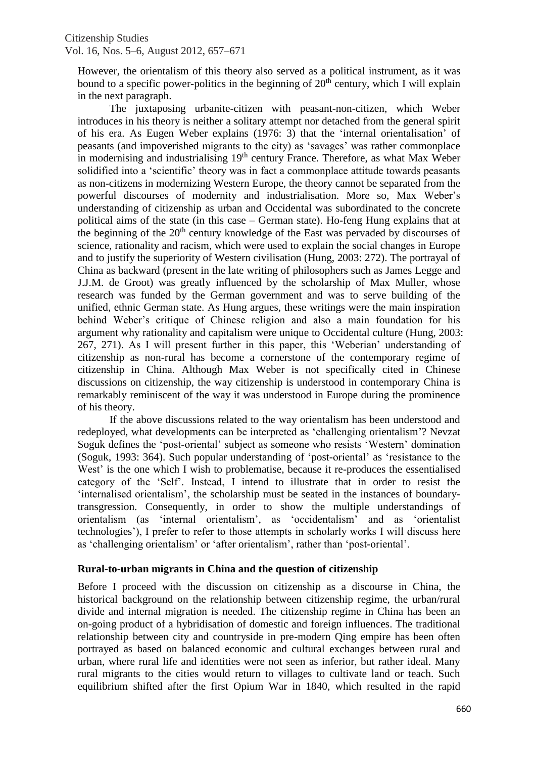However, the orientalism of this theory also served as a political instrument, as it was bound to a specific power-politics in the beginning of 20th century, which I will explain in the next paragraph.

The juxtaposing urbanite-citizen with peasant-non-citizen, which Weber introduces in his theory is neither a solitary attempt nor detached from the general spirit of his era. As Eugen Weber explains (1976: 3) that the 'internal orientalisation' of peasants (and impoverished migrants to the city) as 'savages' was rather commonplace in modernising and industrialising 19th century France. Therefore, as what Max Weber solidified into a 'scientific' theory was in fact a commonplace attitude towards peasants as non-citizens in modernizing Western Europe, the theory cannot be separated from the powerful discourses of modernity and industrialisation. More so, Max Weber's understanding of citizenship as urban and Occidental was subordinated to the concrete political aims of the state (in this case – German state). Ho-feng Hung explains that at the beginning of the 20th century knowledge of the East was pervaded by discourses of science, rationality and racism, which were used to explain the social changes in Europe and to justify the superiority of Western civilisation (Hung, 2003: 272). The portrayal of China as backward (present in the late writing of philosophers such as James Legge and J.J.M. de Groot) was greatly influenced by the scholarship of Max Muller, whose research was funded by the German government and was to serve building of the unified, ethnic German state. As Hung argues, these writings were the main inspiration behind Weber's critique of Chinese religion and also a main foundation for his argument why rationality and capitalism were unique to Occidental culture (Hung, 2003: 267, 271). As I will present further in this paper, this 'Weberian' understanding of citizenship as non-rural has become a cornerstone of the contemporary regime of citizenship in China. Although Max Weber is not specifically cited in Chinese discussions on citizenship, the way citizenship is understood in contemporary China is remarkably reminiscent of the way it was understood in Europe during the prominence of his theory.

If the above discussions related to the way orientalism has been understood and redeployed, what developments can be interpreted as 'challenging orientalism'? Nevzat Soguk defines the 'post-oriental' subject as someone who resists 'Western' domination (Soguk, 1993: 364). Such popular understanding of 'post-oriental' as 'resistance to the West' is the one which I wish to problematise, because it re-produces the essentialised category of the 'Self'. Instead, I intend to illustrate that in order to resist the 'internalised orientalism', the scholarship must be seated in the instances of boundary-transgression. Consequently, in order to show the multiple understandings of orientalism (as 'internal orientalism', as 'occidentalism' and as 'orientalist technologies'), I prefer to refer to those attempts in scholarly works I will discuss here as 'challenging orientalism' or 'after orientalism', rather than 'post-oriental'.

## Rural-to-urban migrants in China and the question of citizenship

Before I proceed with the discussion on citizenship as a discourse in China, the historical background on the relationship between citizenship regime, the urban/rural divide and internal migration is needed. The citizenship regime in China has been an on-going product of a hybridisation of domestic and foreign influences. The traditional relationship between city and countryside in pre-modern Qing empire has been often portrayed as based on balanced economic and cultural exchanges between rural and urban, where rural life and identities were not seen as inferior, but rather ideal. Many rural migrants to the cities would return to villages to cultivate land or teach. Such equilibrium shifted after the first Opium War in 1840, which resulted in the rapid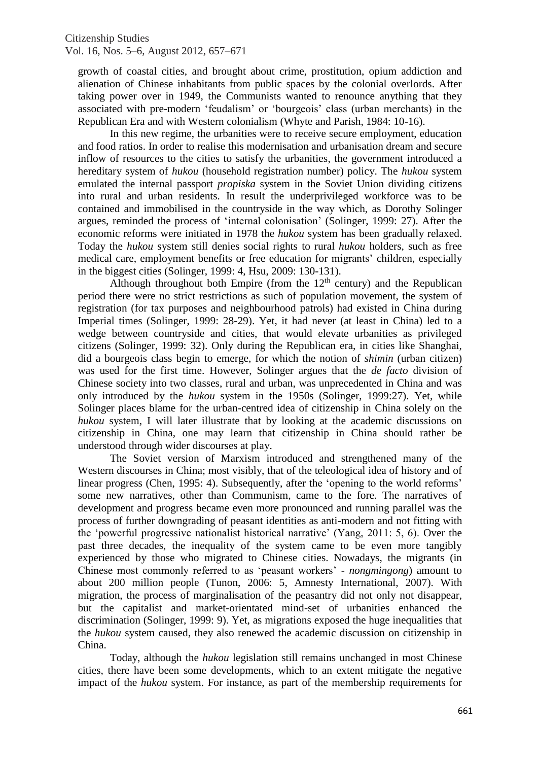growth of coastal cities, and brought about crime, prostitution, opium addiction and alienation of Chinese inhabitants from public spaces by the colonial overlords. After taking power over in 1949, the Communists wanted to renounce anything that they associated with pre-modern 'feudalism' or 'bourgeois' class (urban merchants) in the Republican Era and with Western colonialism (Whyte and Parish, 1984: 10-16).

In this new regime, the urbanities were to receive secure employment, education and food ratios. In order to realise this modernisation and urbanisation dream and secure inflow of resources to the cities to satisfy the urbanities, the government introduced a hereditary system of *hukou* (household registration number) policy. The *hukou* system emulated the internal passport *propiska* system in the Soviet Union dividing citizens into rural and urban residents. In result the underprivileged workforce was to be contained and immobilised in the countryside in the way which, as Dorothy Solinger argues, reminded the process of 'internal colonisation' (Solinger, 1999: 27). After the economic reforms were initiated in 1978 the *hukou* system has been gradually relaxed. Today the *hukou* system still denies social rights to rural *hukou* holders, such as free medical care, employment benefits or free education for migrants' children, especially in the biggest cities (Solinger, 1999: 4, Hsu, 2009: 130-131).

Although throughout both Empire (from the 12th century) and the Republican period there were no strict restrictions as such of population movement, the system of registration (for tax purposes and neighbourhood patrols) had existed in China during Imperial times (Solinger, 1999: 28-29). Yet, it had never (at least in China) led to a wedge between countryside and cities, that would elevate urbanities as privileged citizens (Solinger, 1999: 32). Only during the Republican era, in cities like Shanghai, did a bourgeois class begin to emerge, for which the notion of *shimin* (urban citizen) was used for the first time. However, Solinger argues that the *de facto* division of Chinese society into two classes, rural and urban, was unprecedented in China and was only introduced by the *hukou* system in the 1950s (Solinger, 1999:27). Yet, while Solinger places blame for the urban-centred idea of citizenship in China solely on the *hukou* system, I will later illustrate that by looking at the academic discussions on citizenship in China, one may learn that citizenship in China should rather be understood through wider discourses at play.

The Soviet version of Marxism introduced and strengthened many of the Western discourses in China; most visibly, that of the teleological idea of history and of linear progress (Chen, 1995: 4). Subsequently, after the 'opening to the world reforms' some new narratives, other than Communism, came to the fore. The narratives of development and progress became even more pronounced and running parallel was the process of further downgrading of peasant identities as anti-modern and not fitting with the 'powerful progressive nationalist historical narrative' (Yang, 2011: 5, 6). Over the past three decades, the inequality of the system came to be even more tangibly experienced by those who migrated to Chinese cities. Nowadays, the migrants (in Chinese most commonly referred to as 'peasant workers' - *nongmingong*) amount to about 200 million people (Tunon, 2006: 5, Amnesty International, 2007). With migration, the process of marginalisation of the peasantry did not only not disappear, but the capitalist and market-orientated mind-set of urbanities enhanced the discrimination (Solinger, 1999: 9). Yet, as migrations exposed the huge inequalities that the *hukou* system caused, they also renewed the academic discussion on citizenship in China.

Today, although the *hukou* legislation still remains unchanged in most Chinese cities, there have been some developments, which to an extent mitigate the negative impact of the *hukou* system. For instance, as part of the membership requirements for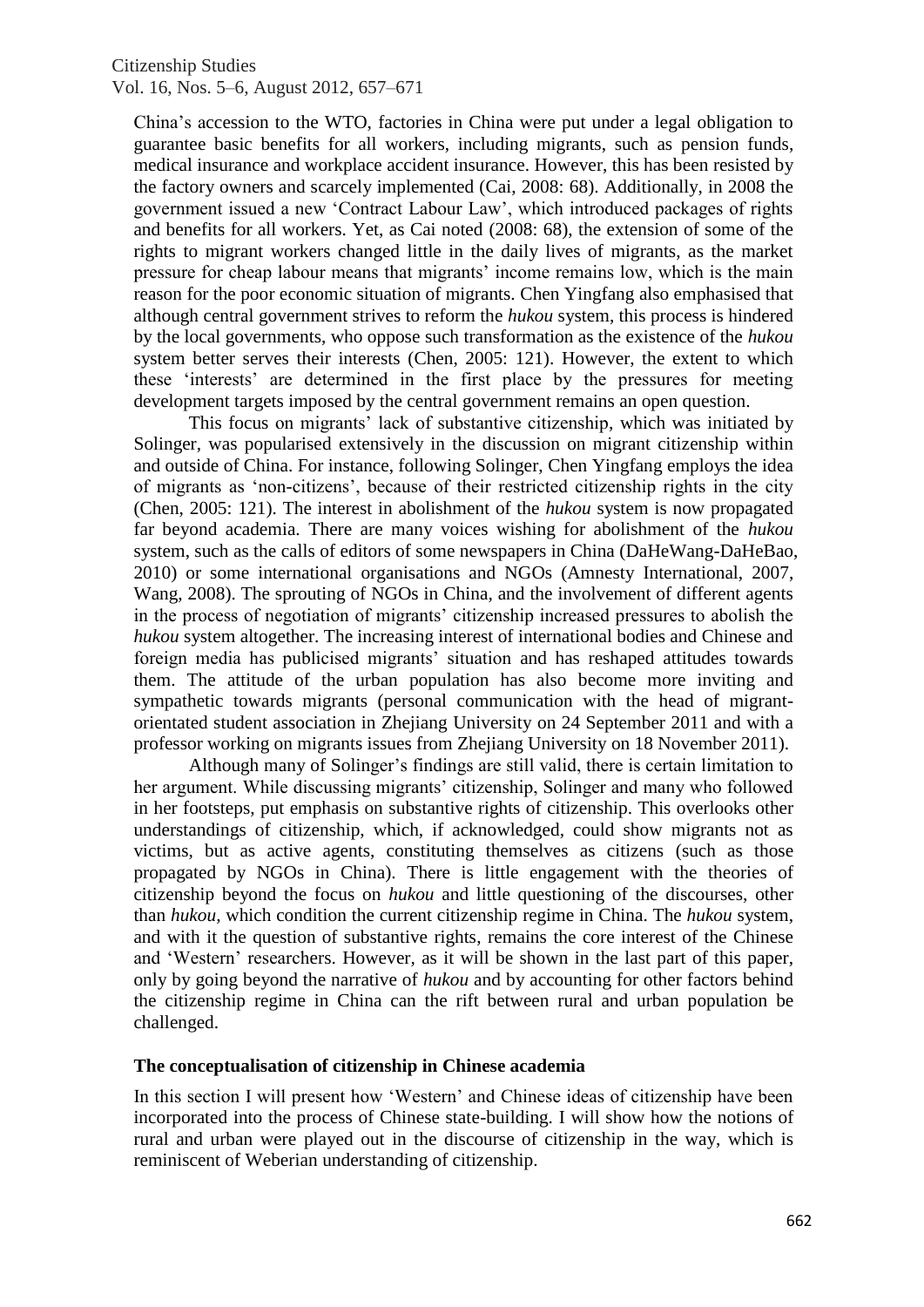China's accession to the WTO, factories in China were put under a legal obligation to guarantee basic benefits for all workers, including migrants, such as pension funds, medical insurance and workplace accident insurance. However, this has been resisted by the factory owners and scarcely implemented (Cai, 2008: 68). Additionally, in 2008 the government issued a new 'Contract Labour Law', which introduced packages of rights and benefits for all workers. Yet, as Cai noted (2008: 68), the extension of some of the rights to migrant workers changed little in the daily lives of migrants, as the market pressure for cheap labour means that migrants' income remains low, which is the main reason for the poor economic situation of migrants. Chen Yingfang also emphasised that although central government strives to reform the *hukou* system, this process is hindered by the local governments, who oppose such transformation as the existence of the *hukou* system better serves their interests (Chen, 2005: 121). However, the extent to which these 'interests' are determined in the first place by the pressures for meeting development targets imposed by the central government remains an open question.

This focus on migrants' lack of substantive citizenship, which was initiated by Solinger, was popularised extensively in the discussion on migrant citizenship within and outside of China. For instance, following Solinger, Chen Yingfang employs the idea of migrants as 'non-citizens', because of their restricted citizenship rights in the city (Chen, 2005: 121). The interest in abolishment of the *hukou* system is now propagated far beyond academia. There are many voices wishing for abolishment of the *hukou* system, such as the calls of editors of some newspapers in China (DaHeWang-DaHeBao, 2010) or some international organisations and NGOs (Amnesty International, 2007, Wang, 2008). The sprouting of NGOs in China, and the involvement of different agents in the process of negotiation of migrants' citizenship increased pressures to abolish the *hukou* system altogether. The increasing interest of international bodies and Chinese and foreign media has publicised migrants' situation and has reshaped attitudes towards them. The attitude of the urban population has also become more inviting and sympathetic towards migrants (personal communication with the head of migrant-orientated student association in Zhejiang University on 24 September 2011 and with a professor working on migrants issues from Zhejiang University on 18 November 2011).

Although many of Solinger's findings are still valid, there is certain limitation to her argument. While discussing migrants' citizenship, Solinger and many who followed in her footsteps, put emphasis on substantive rights of citizenship. This overlooks other understandings of citizenship, which, if acknowledged, could show migrants not as victims, but as active agents, constituting themselves as citizens (such as those propagated by NGOs in China). There is little engagement with the theories of citizenship beyond the focus on *hukou* and little questioning of the discourses, other than *hukou*, which condition the current citizenship regime in China. The *hukou* system, and with it the question of substantive rights, remains the core interest of the Chinese and 'Western' researchers. However, as it will be shown in the last part of this paper, only by going beyond the narrative of *hukou* and by accounting for other factors behind the citizenship regime in China can the rift between rural and urban population be challenged.

## The conceptualisation of citizenship in Chinese academia

In this section I will present how 'Western' and Chinese ideas of citizenship have been incorporated into the process of Chinese state-building. I will show how the notions of rural and urban were played out in the discourse of citizenship in the way, which is reminiscent of Weberian understanding of citizenship.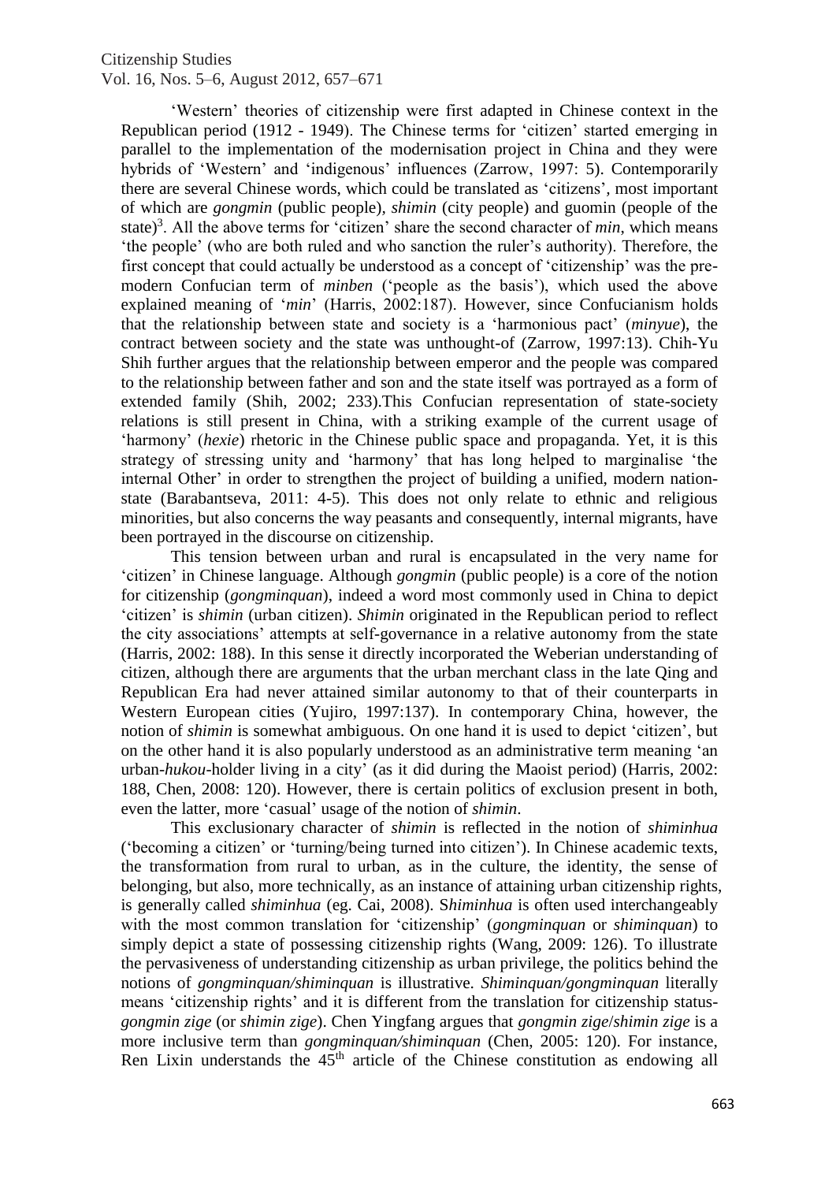'Western' theories of citizenship were first adapted in Chinese context in the Republican period (1912 - 1949). The Chinese terms for 'citizen' started emerging in parallel to the implementation of the modernisation project in China and they were hybrids of 'Western' and 'indigenous' influences (Zarrow, 1997: 5). Contemporarily there are several Chinese words, which could be translated as 'citizens', most important of which are *gongmin* (public people), *shimin* (city people) and guomin (people of the state)[3]. All the above terms for 'citizen' share the second character of *min*, which means 'the people' (who are both ruled and who sanction the ruler's authority). Therefore, the first concept that could actually be understood as a concept of 'citizenship' was the pre-modern Confucian term of *minben* ('people as the basis'), which used the above explained meaning of '*min*' (Harris, 2002:187). However, since Confucianism holds that the relationship between state and society is a 'harmonious pact' (*minyue*), the contract between society and the state was unthought-of (Zarrow, 1997:13). Chih-Yu Shih further argues that the relationship between emperor and the people was compared to the relationship between father and son and the state itself was portrayed as a form of extended family (Shih, 2002; 233).This Confucian representation of state-society relations is still present in China, with a striking example of the current usage of 'harmony' (*hexie*) rhetoric in the Chinese public space and propaganda. Yet, it is this strategy of stressing unity and 'harmony' that has long helped to marginalise 'the internal Other' in order to strengthen the project of building a unified, modern nation-state (Barabantseva, 2011: 4-5). This does not only relate to ethnic and religious minorities, but also concerns the way peasants and consequently, internal migrants, have been portrayed in the discourse on citizenship.

This tension between urban and rural is encapsulated in the very name for 'citizen' in Chinese language. Although *gongmin* (public people) is a core of the notion for citizenship (*gongminquan*), indeed a word most commonly used in China to depict 'citizen' is *shimin* (urban citizen). *Shimin* originated in the Republican period to reflect the city associations' attempts at self-governance in a relative autonomy from the state (Harris, 2002: 188). In this sense it directly incorporated the Weberian understanding of citizen, although there are arguments that the urban merchant class in the late Qing and Republican Era had never attained similar autonomy to that of their counterparts in Western European cities (Yujiro, 1997:137). In contemporary China, however, the notion of *shimin* is somewhat ambiguous. On one hand it is used to depict 'citizen', but on the other hand it is also popularly understood as an administrative term meaning 'an urban-*hukou*-holder living in a city' (as it did during the Maoist period) (Harris, 2002: 188, Chen, 2008: 120). However, there is certain politics of exclusion present in both, even the latter, more 'casual' usage of the notion of *shimin*.

This exclusionary character of *shimin* is reflected in the notion of *shiminhua* ('becoming a citizen' or 'turning/being turned into citizen'). In Chinese academic texts, the transformation from rural to urban, as in the culture, the identity, the sense of belonging, but also, more technically, as an instance of attaining urban citizenship rights, is generally called *shiminhua* (eg. Cai, 2008). S*himinhua* is often used interchangeably with the most common translation for 'citizenship' (*gongminquan* or *shiminquan*) to simply depict a state of possessing citizenship rights (Wang, 2009: 126). To illustrate the pervasiveness of understanding citizenship as urban privilege, the politics behind the notions of *gongminquan/shiminquan* is illustrative. *Shiminquan/gongminquan* literally means 'citizenship rights' and it is different from the translation for citizenship status-*gongmin zige* (or *shimin zige*). Chen Yingfang argues that *gongmin zige*/*shimin zige* is a more inclusive term than *gongminquan/shiminquan* (Chen, 2005: 120). For instance, Ren Lixin understands the 45th article of the Chinese constitution as endowing all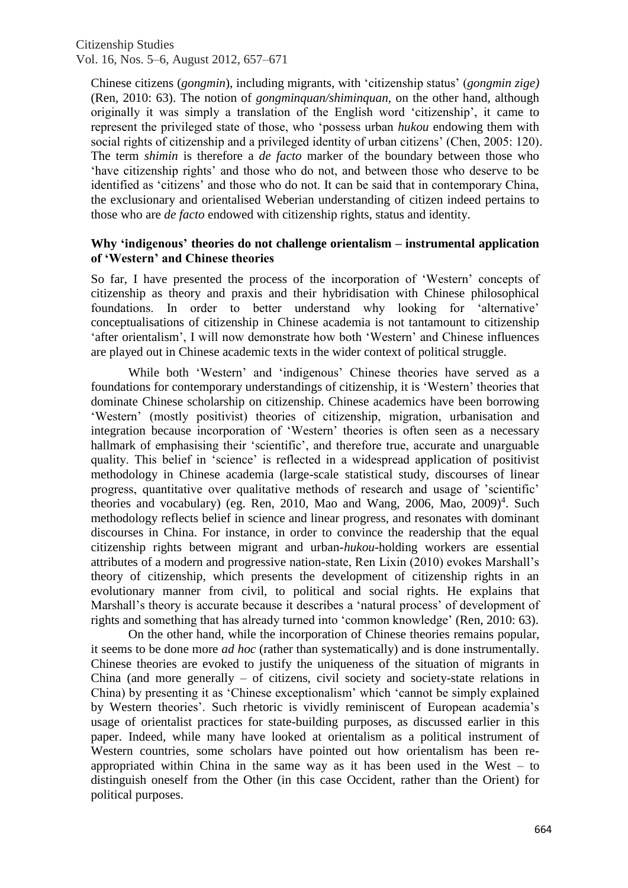Chinese citizens (*gongmin*), including migrants, with 'citizenship status' (*gongmin zige)* (Ren, 2010: 63). The notion of *gongminquan/shiminquan,* on the other hand, although originally it was simply a translation of the English word 'citizenship', it came to represent the privileged state of those, who 'possess urban *hukou* endowing them with social rights of citizenship and a privileged identity of urban citizens' (Chen, 2005: 120). The term *shimin* is therefore a *de facto* marker of the boundary between those who 'have citizenship rights' and those who do not, and between those who deserve to be identified as 'citizens' and those who do not. It can be said that in contemporary China, the exclusionary and orientalised Weberian understanding of citizen indeed pertains to those who are *de facto* endowed with citizenship rights, status and identity.

## Why 'indigenous' theories do not challenge orientalism – instrumental application of 'Western' and Chinese theories

So far, I have presented the process of the incorporation of 'Western' concepts of citizenship as theory and praxis and their hybridisation with Chinese philosophical foundations. In order to better understand why looking for 'alternative' conceptualisations of citizenship in Chinese academia is not tantamount to citizenship 'after orientalism', I will now demonstrate how both 'Western' and Chinese influences are played out in Chinese academic texts in the wider context of political struggle.

While both 'Western' and 'indigenous' Chinese theories have served as a foundations for contemporary understandings of citizenship, it is 'Western' theories that dominate Chinese scholarship on citizenship. Chinese academics have been borrowing 'Western' (mostly positivist) theories of citizenship, migration, urbanisation and integration because incorporation of 'Western' theories is often seen as a necessary hallmark of emphasising their 'scientific', and therefore true, accurate and unarguable quality. This belief in 'science' is reflected in a widespread application of positivist methodology in Chinese academia (large-scale statistical study, discourses of linear progress, quantitative over qualitative methods of research and usage of 'scientific' theories and vocabulary) (eg. Ren, 2010, Mao and Wang, 2006, Mao, 2009)[4]. Such methodology reflects belief in science and linear progress, and resonates with dominant discourses in China. For instance, in order to convince the readership that the equal citizenship rights between migrant and urban-*hukou*-holding workers are essential attributes of a modern and progressive nation-state, Ren Lixin (2010) evokes Marshall's theory of citizenship, which presents the development of citizenship rights in an evolutionary manner from civil, to political and social rights. He explains that Marshall's theory is accurate because it describes a 'natural process' of development of rights and something that has already turned into 'common knowledge' (Ren, 2010: 63).

On the other hand, while the incorporation of Chinese theories remains popular, it seems to be done more *ad hoc* (rather than systematically) and is done instrumentally. Chinese theories are evoked to justify the uniqueness of the situation of migrants in China (and more generally – of citizens, civil society and society-state relations in China) by presenting it as 'Chinese exceptionalism' which 'cannot be simply explained by Western theories'. Such rhetoric is vividly reminiscent of European academia's usage of orientalist practices for state-building purposes, as discussed earlier in this paper. Indeed, while many have looked at orientalism as a political instrument of Western countries, some scholars have pointed out how orientalism has been re-appropriated within China in the same way as it has been used in the West – to distinguish oneself from the Other (in this case Occident, rather than the Orient) for political purposes.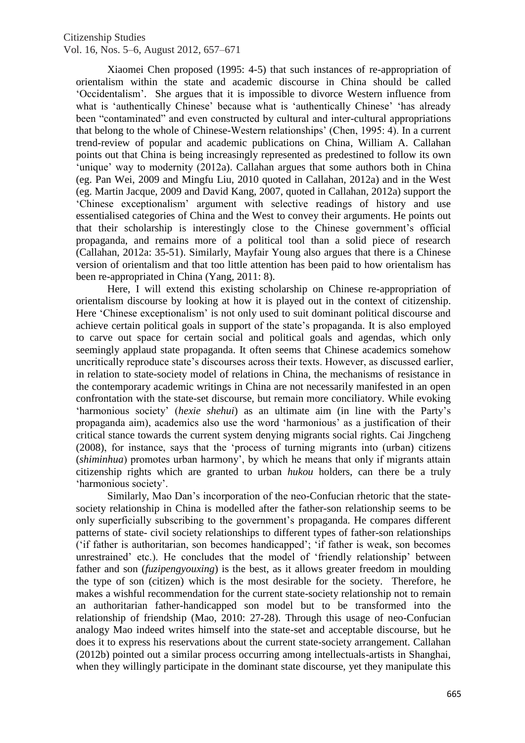Xiaomei Chen proposed (1995: 4-5) that such instances of re-appropriation of orientalism within the state and academic discourse in China should be called 'Occidentalism'. She argues that it is impossible to divorce Western influence from what is 'authentically Chinese' because what is 'authentically Chinese' 'has already been "contaminated" and even constructed by cultural and inter-cultural appropriations that belong to the whole of Chinese-Western relationships' (Chen, 1995: 4). In a current trend-review of popular and academic publications on China, William A. Callahan points out that China is being increasingly represented as predestined to follow its own 'unique' way to modernity (2012a). Callahan argues that some authors both in China (eg. Pan Wei, 2009 and Mingfu Liu, 2010 quoted in Callahan, 2012a) and in the West (eg. Martin Jacque, 2009 and David Kang, 2007, quoted in Callahan, 2012a) support the 'Chinese exceptionalism' argument with selective readings of history and use essentialised categories of China and the West to convey their arguments. He points out that their scholarship is interestingly close to the Chinese government's official propaganda, and remains more of a political tool than a solid piece of research (Callahan, 2012a: 35-51). Similarly, Mayfair Young also argues that there is a Chinese version of orientalism and that too little attention has been paid to how orientalism has been re-appropriated in China (Yang, 2011: 8).

Here, I will extend this existing scholarship on Chinese re-appropriation of orientalism discourse by looking at how it is played out in the context of citizenship. Here 'Chinese exceptionalism' is not only used to suit dominant political discourse and achieve certain political goals in support of the state's propaganda. It is also employed to carve out space for certain social and political goals and agendas, which only seemingly applaud state propaganda. It often seems that Chinese academics somehow uncritically reproduce state's discourses across their texts. However, as discussed earlier, in relation to state-society model of relations in China, the mechanisms of resistance in the contemporary academic writings in China are not necessarily manifested in an open confrontation with the state-set discourse, but remain more conciliatory. While evoking 'harmonious society' (*hexie shehui*) as an ultimate aim (in line with the Party's propaganda aim), academics also use the word 'harmonious' as a justification of their critical stance towards the current system denying migrants social rights. Cai Jingcheng (2008), for instance, says that the 'process of turning migrants into (urban) citizens (*shiminhua*) promotes urban harmony', by which he means that only if migrants attain citizenship rights which are granted to urban *hukou* holders, can there be a truly 'harmonious society'.

Similarly, Mao Dan's incorporation of the neo-Confucian rhetoric that the state-society relationship in China is modelled after the father-son relationship seems to be only superficially subscribing to the government's propaganda. He compares different patterns of state- civil society relationships to different types of father-son relationships ('if father is authoritarian, son becomes handicapped'; 'if father is weak, son becomes unrestrained' etc.). He concludes that the model of 'friendly relationship' between father and son (*fuzipengyouxing*) is the best, as it allows greater freedom in moulding the type of son (citizen) which is the most desirable for the society. Therefore, he makes a wishful recommendation for the current state-society relationship not to remain an authoritarian father-handicapped son model but to be transformed into the relationship of friendship (Mao, 2010: 27-28). Through this usage of neo-Confucian analogy Mao indeed writes himself into the state-set and acceptable discourse, but he does it to express his reservations about the current state-society arrangement. Callahan (2012b) pointed out a similar process occurring among intellectuals-artists in Shanghai, when they willingly participate in the dominant state discourse, yet they manipulate this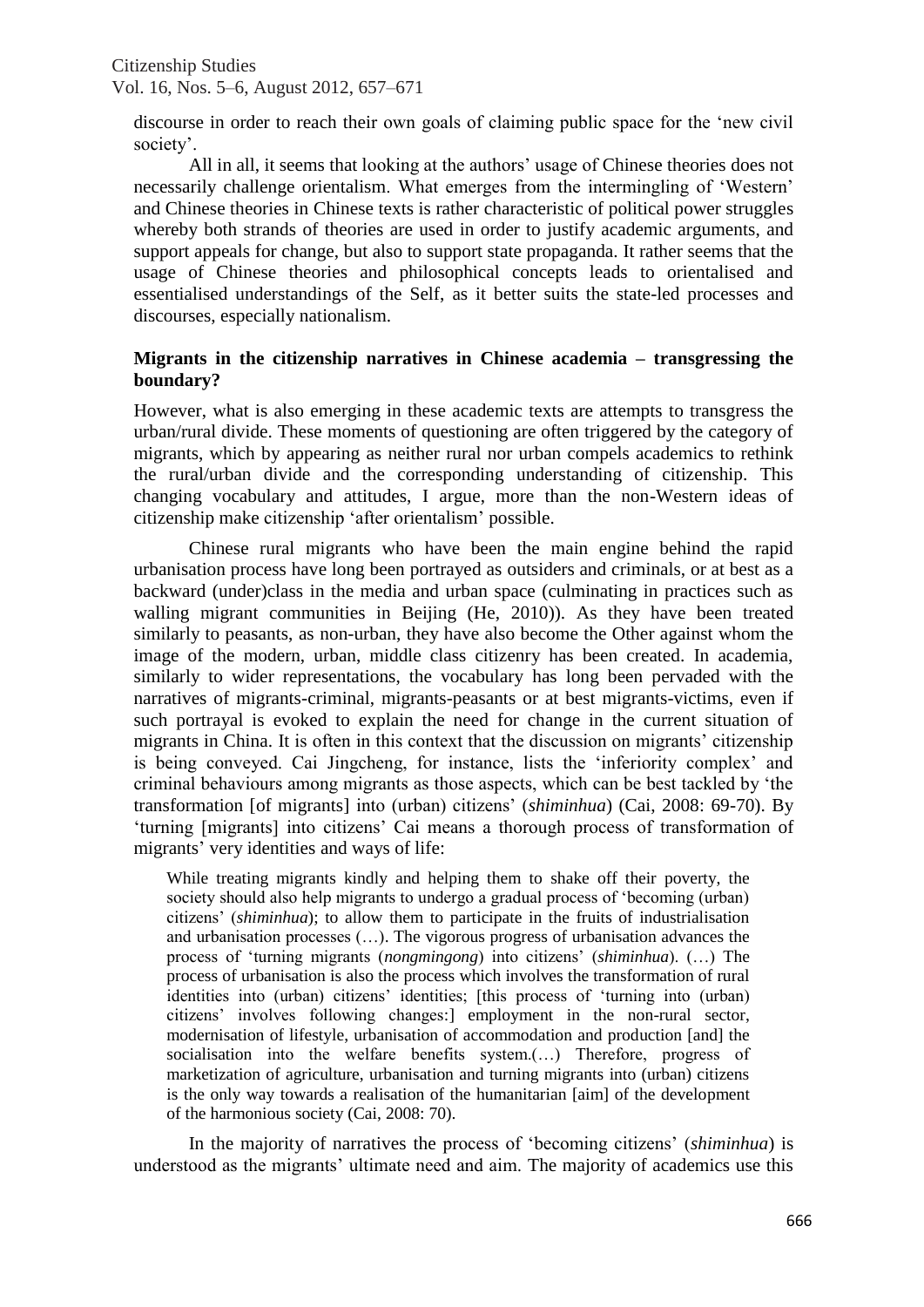discourse in order to reach their own goals of claiming public space for the 'new civil society'.

All in all, it seems that looking at the authors' usage of Chinese theories does not necessarily challenge orientalism. What emerges from the intermingling of 'Western' and Chinese theories in Chinese texts is rather characteristic of political power struggles whereby both strands of theories are used in order to justify academic arguments, and support appeals for change, but also to support state propaganda. It rather seems that the usage of Chinese theories and philosophical concepts leads to orientalised and essentialised understandings of the Self, as it better suits the state-led processes and discourses, especially nationalism.

## Migrants in the citizenship narratives in Chinese academia – transgressing the boundary?

However, what is also emerging in these academic texts are attempts to transgress the urban/rural divide. These moments of questioning are often triggered by the category of migrants, which by appearing as neither rural nor urban compels academics to rethink the rural/urban divide and the corresponding understanding of citizenship. This changing vocabulary and attitudes, I argue, more than the non-Western ideas of citizenship make citizenship 'after orientalism' possible.

Chinese rural migrants who have been the main engine behind the rapid urbanisation process have long been portrayed as outsiders and criminals, or at best as a backward (under)class in the media and urban space (culminating in practices such as walling migrant communities in Beijing (He, 2010)). As they have been treated similarly to peasants, as non-urban, they have also become the Other against whom the image of the modern, urban, middle class citizenry has been created. In academia, similarly to wider representations, the vocabulary has long been pervaded with the narratives of migrants-criminal, migrants-peasants or at best migrants-victims, even if such portrayal is evoked to explain the need for change in the current situation of migrants in China. It is often in this context that the discussion on migrants' citizenship is being conveyed. Cai Jingcheng, for instance, lists the 'inferiority complex' and criminal behaviours among migrants as those aspects, which can be best tackled by 'the transformation [of migrants] into (urban) citizens' (*shiminhua*) (Cai, 2008: 69-70). By 'turning [migrants] into citizens' Cai means a thorough process of transformation of migrants' very identities and ways of life:

> While treating migrants kindly and helping them to shake off their poverty, the society should also help migrants to undergo a gradual process of 'becoming (urban) citizens' (*shiminhua*); to allow them to participate in the fruits of industrialisation and urbanisation processes (…). The vigorous progress of urbanisation advances the process of 'turning migrants (*nongmingong*) into citizens' (*shiminhua*). (…) The process of urbanisation is also the process which involves the transformation of rural identities into (urban) citizens' identities; [this process of 'turning into (urban) citizens' involves following changes:] employment in the non-rural sector, modernisation of lifestyle, urbanisation of accommodation and production [and] the socialisation into the welfare benefits system.(…) Therefore, progress of marketization of agriculture, urbanisation and turning migrants into (urban) citizens is the only way towards a realisation of the humanitarian [aim] of the development of the harmonious society (Cai, 2008: 70).

In the majority of narratives the process of 'becoming citizens' (*shiminhua*) is understood as the migrants' ultimate need and aim. The majority of academics use this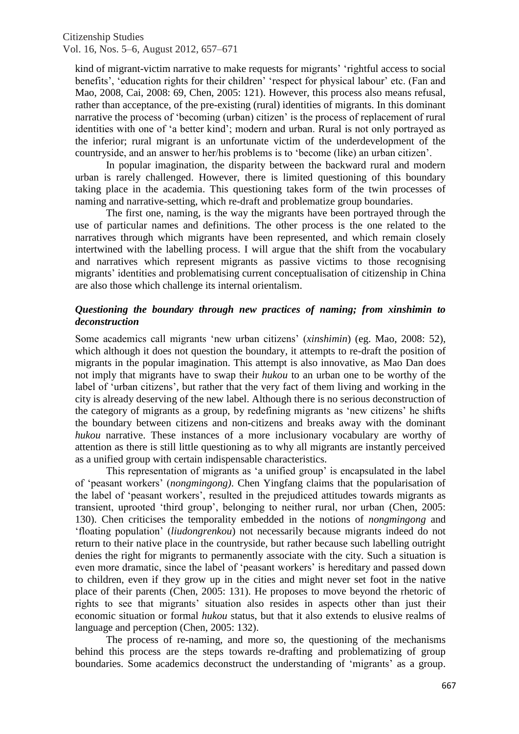kind of migrant-victim narrative to make requests for migrants' 'rightful access to social benefits', 'education rights for their children' 'respect for physical labour' etc. (Fan and Mao, 2008, Cai, 2008: 69, Chen, 2005: 121). However, this process also means refusal, rather than acceptance, of the pre-existing (rural) identities of migrants. In this dominant narrative the process of 'becoming (urban) citizen' is the process of replacement of rural identities with one of 'a better kind'; modern and urban. Rural is not only portrayed as the inferior; rural migrant is an unfortunate victim of the underdevelopment of the countryside, and an answer to her/his problems is to 'become (like) an urban citizen'.

In popular imagination, the disparity between the backward rural and modern urban is rarely challenged. However, there is limited questioning of this boundary taking place in the academia. This questioning takes form of the twin processes of naming and narrative-setting, which re-draft and problematize group boundaries.

The first one, naming, is the way the migrants have been portrayed through the use of particular names and definitions. The other process is the one related to the narratives through which migrants have been represented, and which remain closely intertwined with the labelling process. I will argue that the shift from the vocabulary and narratives which represent migrants as passive victims to those recognising migrants' identities and problematising current conceptualisation of citizenship in China are also those which challenge its internal orientalism.

### *Questioning the boundary through new practices of naming; from xinshimin to deconstruction*

Some academics call migrants 'new urban citizens' (*xinshimin*) (eg. Mao, 2008: 52), which although it does not question the boundary, it attempts to re-draft the position of migrants in the popular imagination. This attempt is also innovative, as Mao Dan does not imply that migrants have to swap their *hukou* to an urban one to be worthy of the label of 'urban citizens', but rather that the very fact of them living and working in the city is already deserving of the new label. Although there is no serious deconstruction of the category of migrants as a group, by redefining migrants as 'new citizens' he shifts the boundary between citizens and non-citizens and breaks away with the dominant *hukou* narrative. These instances of a more inclusionary vocabulary are worthy of attention as there is still little questioning as to why all migrants are instantly perceived as a unified group with certain indispensable characteristics.

This representation of migrants as 'a unified group' is encapsulated in the label of 'peasant workers' (*nongmingong)*. Chen Yingfang claims that the popularisation of the label of 'peasant workers', resulted in the prejudiced attitudes towards migrants as transient, uprooted 'third group', belonging to neither rural, nor urban (Chen, 2005: 130). Chen criticises the temporality embedded in the notions of *nongmingong* and 'floating population' (*liudongrenkou*) not necessarily because migrants indeed do not return to their native place in the countryside, but rather because such labelling outright denies the right for migrants to permanently associate with the city. Such a situation is even more dramatic, since the label of 'peasant workers' is hereditary and passed down to children, even if they grow up in the cities and might never set foot in the native place of their parents (Chen, 2005: 131). He proposes to move beyond the rhetoric of rights to see that migrants' situation also resides in aspects other than just their economic situation or formal *hukou* status, but that it also extends to elusive realms of language and perception (Chen, 2005: 132).

The process of re-naming, and more so, the questioning of the mechanisms behind this process are the steps towards re-drafting and problematizing of group boundaries. Some academics deconstruct the understanding of 'migrants' as a group.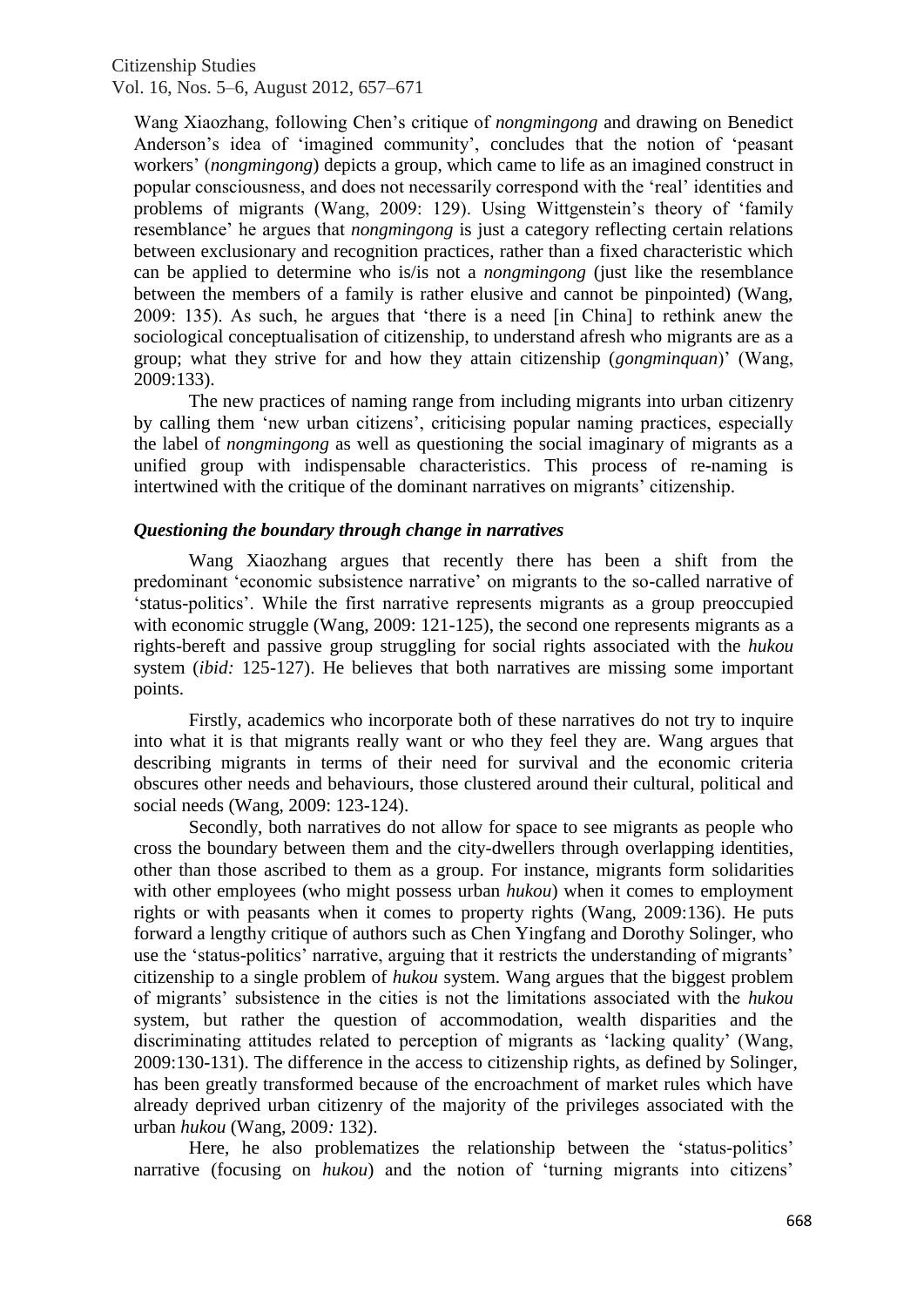Wang Xiaozhang, following Chen's critique of *nongmingong* and drawing on Benedict Anderson's idea of 'imagined community', concludes that the notion of 'peasant workers' (*nongmingong*) depicts a group, which came to life as an imagined construct in popular consciousness, and does not necessarily correspond with the 'real' identities and problems of migrants (Wang, 2009: 129). Using Wittgenstein's theory of 'family resemblance' he argues that *nongmingong* is just a category reflecting certain relations between exclusionary and recognition practices, rather than a fixed characteristic which can be applied to determine who is/is not a *nongmingong* (just like the resemblance between the members of a family is rather elusive and cannot be pinpointed) (Wang, 2009: 135). As such, he argues that 'there is a need [in China] to rethink anew the sociological conceptualisation of citizenship, to understand afresh who migrants are as a group; what they strive for and how they attain citizenship (*gongminquan*)' (Wang, 2009:133).

The new practices of naming range from including migrants into urban citizenry by calling them 'new urban citizens', criticising popular naming practices, especially the label of *nongmingong* as well as questioning the social imaginary of migrants as a unified group with indispensable characteristics. This process of re-naming is intertwined with the critique of the dominant narratives on migrants' citizenship.

### ***Questioning the boundary through change in narratives***

Wang Xiaozhang argues that recently there has been a shift from the predominant 'economic subsistence narrative' on migrants to the so-called narrative of 'status-politics'. While the first narrative represents migrants as a group preoccupied with economic struggle (Wang, 2009: 121-125), the second one represents migrants as a rights-bereft and passive group struggling for social rights associated with the *hukou* system (*ibid:* 125-127). He believes that both narratives are missing some important points.

Firstly, academics who incorporate both of these narratives do not try to inquire into what it is that migrants really want or who they feel they are. Wang argues that describing migrants in terms of their need for survival and the economic criteria obscures other needs and behaviours, those clustered around their cultural, political and social needs (Wang, 2009: 123-124).

Secondly, both narratives do not allow for space to see migrants as people who cross the boundary between them and the city-dwellers through overlapping identities, other than those ascribed to them as a group. For instance, migrants form solidarities with other employees (who might possess urban *hukou*) when it comes to employment rights or with peasants when it comes to property rights (Wang, 2009:136). He puts forward a lengthy critique of authors such as Chen Yingfang and Dorothy Solinger, who use the 'status-politics' narrative, arguing that it restricts the understanding of migrants' citizenship to a single problem of *hukou* system. Wang argues that the biggest problem of migrants' subsistence in the cities is not the limitations associated with the *hukou* system, but rather the question of accommodation, wealth disparities and the discriminating attitudes related to perception of migrants as 'lacking quality' (Wang, 2009:130-131). The difference in the access to citizenship rights, as defined by Solinger, has been greatly transformed because of the encroachment of market rules which have already deprived urban citizenry of the majority of the privileges associated with the urban *hukou* (Wang, 2009*:* 132).

Here, he also problematizes the relationship between the 'status-politics' narrative (focusing on *hukou*) and the notion of 'turning migrants into citizens'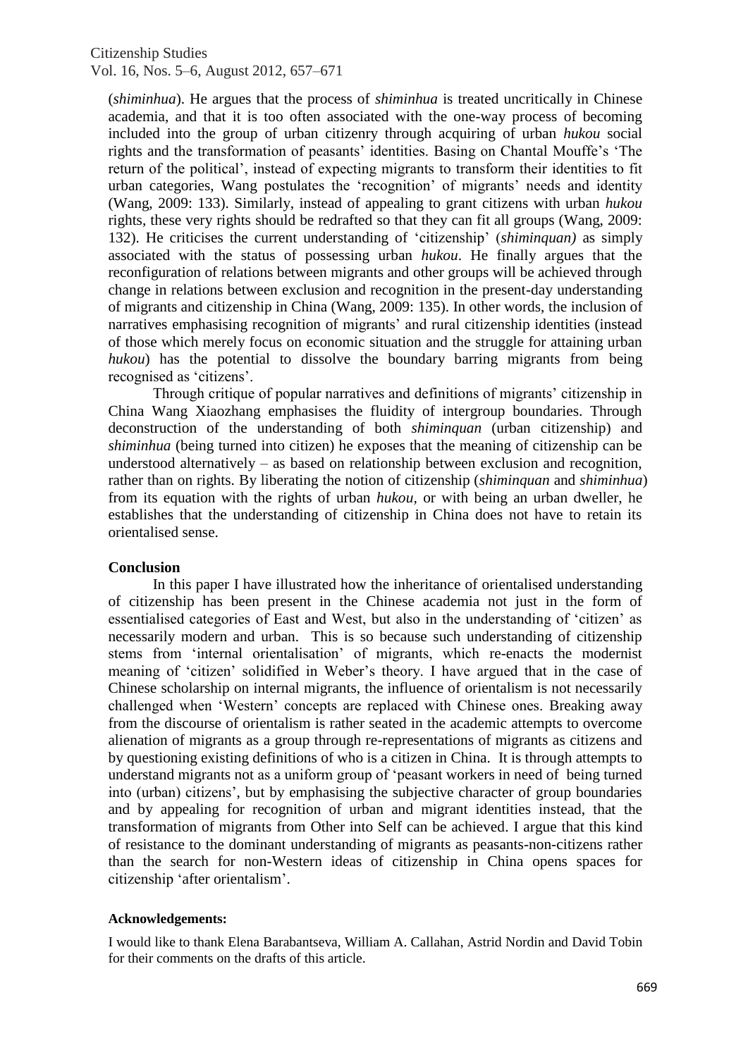(*shiminhua*). He argues that the process of *shiminhua* is treated uncritically in Chinese academia, and that it is too often associated with the one-way process of becoming included into the group of urban citizenry through acquiring of urban *hukou* social rights and the transformation of peasants' identities. Basing on Chantal Mouffe's 'The return of the political', instead of expecting migrants to transform their identities to fit urban categories, Wang postulates the 'recognition' of migrants' needs and identity (Wang, 2009: 133). Similarly, instead of appealing to grant citizens with urban *hukou* rights, these very rights should be redrafted so that they can fit all groups (Wang, 2009: 132). He criticises the current understanding of 'citizenship' (*shiminquan)* as simply associated with the status of possessing urban *hukou*. He finally argues that the reconfiguration of relations between migrants and other groups will be achieved through change in relations between exclusion and recognition in the present-day understanding of migrants and citizenship in China (Wang, 2009: 135). In other words, the inclusion of narratives emphasising recognition of migrants' and rural citizenship identities (instead of those which merely focus on economic situation and the struggle for attaining urban *hukou*) has the potential to dissolve the boundary barring migrants from being recognised as 'citizens'.

Through critique of popular narratives and definitions of migrants' citizenship in China Wang Xiaozhang emphasises the fluidity of intergroup boundaries. Through deconstruction of the understanding of both *shiminquan* (urban citizenship) and *shiminhua* (being turned into citizen) he exposes that the meaning of citizenship can be understood alternatively – as based on relationship between exclusion and recognition, rather than on rights. By liberating the notion of citizenship (*shiminquan* and *shiminhua*) from its equation with the rights of urban *hukou*, or with being an urban dweller, he establishes that the understanding of citizenship in China does not have to retain its orientalised sense.

## Conclusion

In this paper I have illustrated how the inheritance of orientalised understanding of citizenship has been present in the Chinese academia not just in the form of essentialised categories of East and West, but also in the understanding of 'citizen' as necessarily modern and urban. This is so because such understanding of citizenship stems from 'internal orientalisation' of migrants, which re-enacts the modernist meaning of 'citizen' solidified in Weber's theory. I have argued that in the case of Chinese scholarship on internal migrants, the influence of orientalism is not necessarily challenged when 'Western' concepts are replaced with Chinese ones. Breaking away from the discourse of orientalism is rather seated in the academic attempts to overcome alienation of migrants as a group through re-representations of migrants as citizens and by questioning existing definitions of who is a citizen in China. It is through attempts to understand migrants not as a uniform group of 'peasant workers in need of being turned into (urban) citizens', but by emphasising the subjective character of group boundaries and by appealing for recognition of urban and migrant identities instead, that the transformation of migrants from Other into Self can be achieved. I argue that this kind of resistance to the dominant understanding of migrants as peasants-non-citizens rather than the search for non-Western ideas of citizenship in China opens spaces for citizenship 'after orientalism'.

**Acknowledgements:**

I would like to thank Elena Barabantseva, William A. Callahan, Astrid Nordin and David Tobin for their comments on the drafts of this article.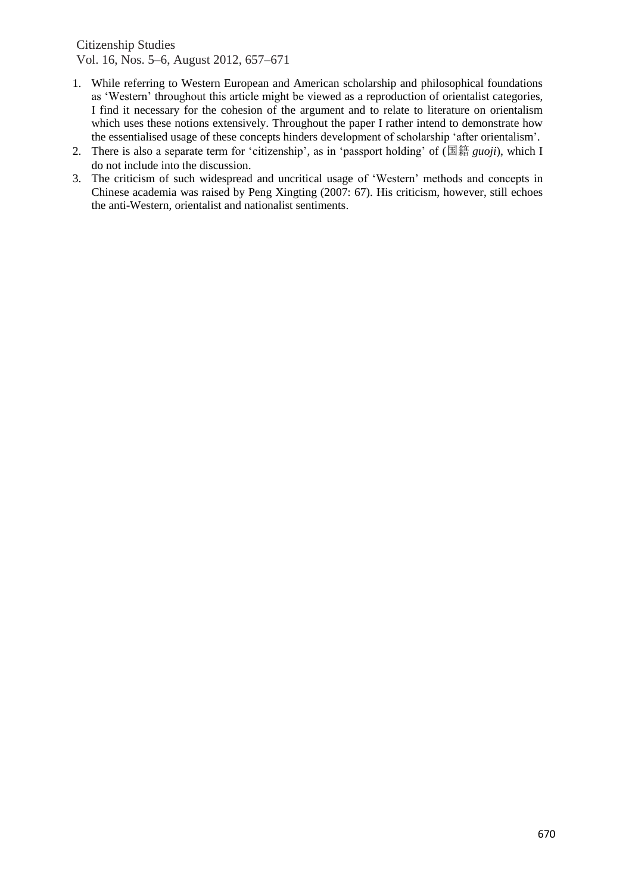1. While referring to Western European and American scholarship and philosophical foundations as 'Western' throughout this article might be viewed as a reproduction of orientalist categories, I find it necessary for the cohesion of the argument and to relate to literature on orientalism which uses these notions extensively. Throughout the paper I rather intend to demonstrate how the essentialised usage of these concepts hinders development of scholarship 'after orientalism'.
2. There is also a separate term for 'citizenship', as in 'passport holding' of (国籍 *guoji*), which I do not include into the discussion.
3. The criticism of such widespread and uncritical usage of 'Western' methods and concepts in Chinese academia was raised by Peng Xingting (2007: 67). His criticism, however, still echoes the anti-Western, orientalist and nationalist sentiments.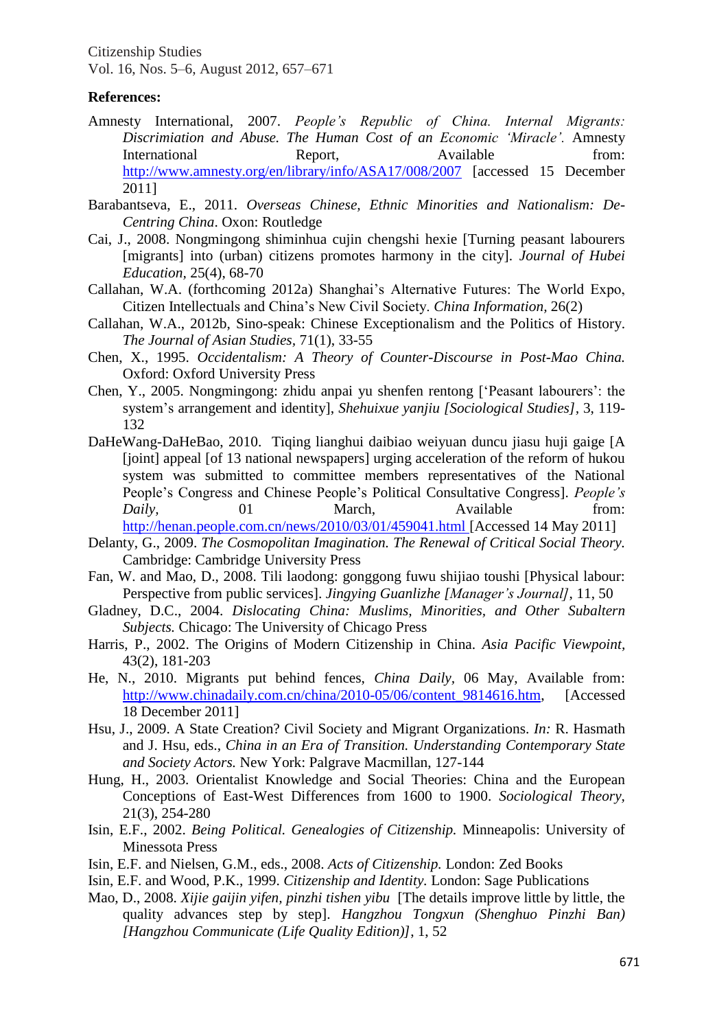**References:**

- Amnesty International, 2007. *People's Republic of China. Internal Migrants: Discrimiation and Abuse. The Human Cost of an Economic 'Miracle'.* Amnesty International Report, Available from: http://www.amnesty.org/en/library/info/ASA17/008/2007 [accessed 15 December 2011]
- Barabantseva, E., 2011. *Overseas Chinese, Ethnic Minorities and Nationalism: De-Centring China*. Oxon: Routledge
- Cai, J., 2008. Nongmingong shiminhua cujin chengshi hexie [Turning peasant labourers [migrants] into (urban) citizens promotes harmony in the city]. *Journal of Hubei Education*, 25(4), 68-70
- Callahan, W.A. (forthcoming 2012a) Shanghai's Alternative Futures: The World Expo, Citizen Intellectuals and China's New Civil Society. *China Information,* 26(2)
- Callahan, W.A., 2012b, Sino-speak: Chinese Exceptionalism and the Politics of History. *The Journal of Asian Studies,* 71(1), 33-55
- Chen, X., 1995. *Occidentalism: A Theory of Counter-Discourse in Post-Mao China.* Oxford: Oxford University Press
- Chen, Y., 2005. Nongmingong: zhidu anpai yu shenfen rentong ['Peasant labourers': the system's arrangement and identity], *Shehuixue yanjiu [Sociological Studies]*, 3, 119-132
- DaHeWang-DaHeBao, 2010. Tiqing lianghui daibiao weiyuan duncu jiasu huji gaige [A [joint] appeal [of 13 national newspapers] urging acceleration of the reform of hukou system was submitted to committee members representatives of the National People's Congress and Chinese People's Political Consultative Congress]. *People's Daily,* 01 March, Available from: http://henan.people.com.cn/news/2010/03/01/459041.html [Accessed 14 May 2011]
- Delanty, G., 2009. *The Cosmopolitan Imagination. The Renewal of Critical Social Theory.* Cambridge: Cambridge University Press
- Fan, W. and Mao, D., 2008. Tili laodong: gonggong fuwu shijiao toushi [Physical labour: Perspective from public services]. *Jingying Guanlizhe [Manager's Journal]*, 11, 50
- Gladney, D.C., 2004. *Dislocating China: Muslims, Minorities, and Other Subaltern Subjects.* Chicago: The University of Chicago Press
- Harris, P., 2002. The Origins of Modern Citizenship in China. *Asia Pacific Viewpoint,* 43(2), 181-203
- He, N., 2010. Migrants put behind fences, *China Daily*, 06 May, Available from: http://www.chinadaily.com.cn/china/2010-05/06/content_9814616.htm, [Accessed 18 December 2011]
- Hsu, J., 2009. A State Creation? Civil Society and Migrant Organizations. *In:* R. Hasmath and J. Hsu, eds., *China in an Era of Transition. Understanding Contemporary State and Society Actors.* New York: Palgrave Macmillan, 127-144
- Hung, H., 2003. Orientalist Knowledge and Social Theories: China and the European Conceptions of East-West Differences from 1600 to 1900. *Sociological Theory,* 21(3), 254-280
- Isin, E.F., 2002. *Being Political. Genealogies of Citizenship.* Minneapolis: University of Minessota Press
- Isin, E.F. and Nielsen, G.M., eds., 2008. *Acts of Citizenship.* London: Zed Books
- Isin, E.F. and Wood, P.K., 1999. *Citizenship and Identity.* London: Sage Publications
- Mao, D., 2008. *Xijie gaijin yifen, pinzhi tishen yibu* [The details improve little by little, the quality advances step by step]. *Hangzhou Tongxun (Shenghuo Pinzhi Ban) [Hangzhou Communicate (Life Quality Edition)]*, 1, 52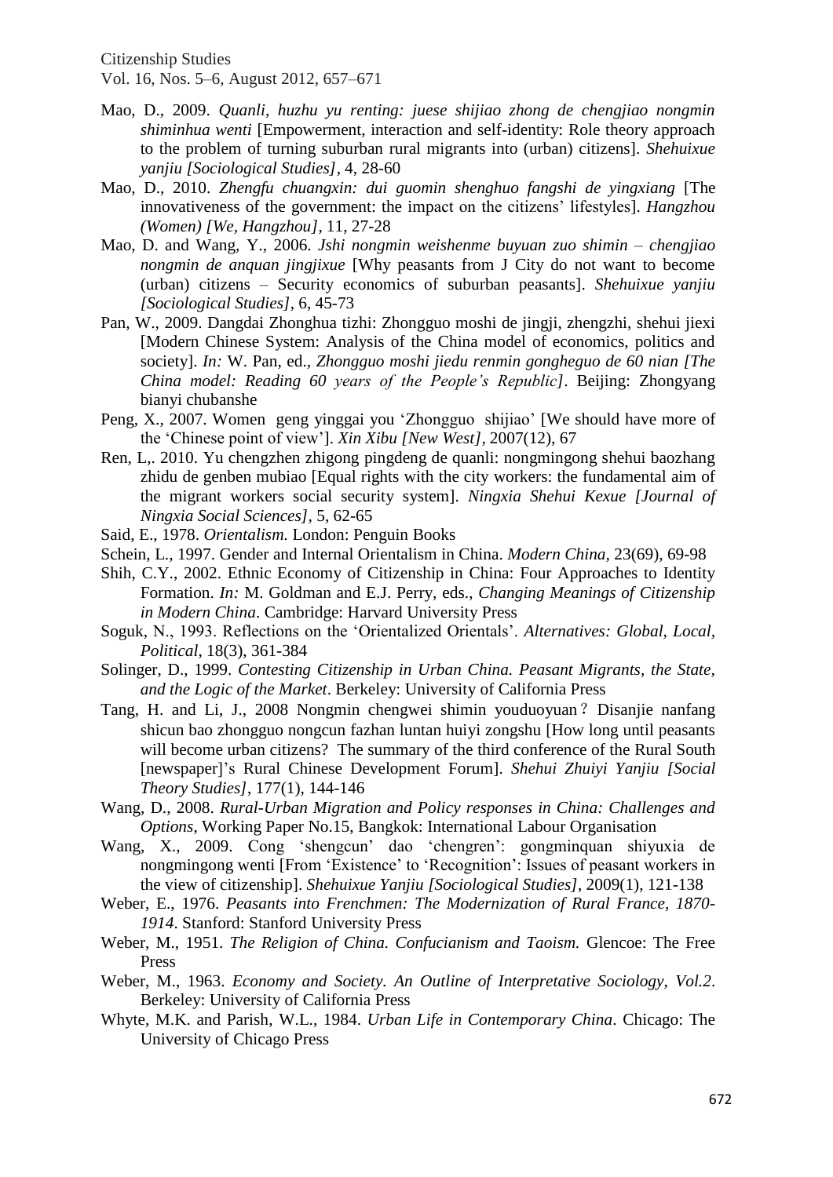- Mao, D., 2009. *Quanli, huzhu yu renting: juese shijiao zhong de chengjiao nongmin shiminhua wenti* [Empowerment, interaction and self-identity: Role theory approach to the problem of turning suburban rural migrants into (urban) citizens]. *Shehuixue yanjiu [Sociological Studies]*, 4, 28-60
- Mao, D., 2010. *Zhengfu chuangxin: dui guomin shenghuo fangshi de yingxiang* [The innovativeness of the government: the impact on the citizens' lifestyles]. *Hangzhou (Women) [We, Hangzhou]*, 11, 27-28
- Mao, D. and Wang, Y., 2006. *Jshi nongmin weishenme buyuan zuo shimin – chengjiao nongmin de anquan jingjixue* [Why peasants from J City do not want to become (urban) citizens – Security economics of suburban peasants]. *Shehuixue yanjiu [Sociological Studies]*, 6, 45-73
- Pan, W., 2009. Dangdai Zhonghua tizhi: Zhongguo moshi de jingji, zhengzhi, shehui jiexi [Modern Chinese System: Analysis of the China model of economics, politics and society]. *In:* W. Pan, ed., *Zhongguo moshi jiedu renmin gongheguo de 60 nian [The China model: Reading 60 years of the People's Republic]*. Beijing: Zhongyang bianyi chubanshe
- Peng, X., 2007. Women geng yinggai you 'Zhongguo shijiao' [We should have more of the 'Chinese point of view']. *Xin Xibu [New West]*, 2007(12), 67
- Ren, L,. 2010. Yu chengzhen zhigong pingdeng de quanli: nongmingong shehui baozhang zhidu de genben mubiao [Equal rights with the city workers: the fundamental aim of the migrant workers social security system]. *Ningxia Shehui Kexue [Journal of Ningxia Social Sciences]*, 5, 62-65
- Said, E., 1978. *Orientalism.* London: Penguin Books
- Schein, L., 1997. Gender and Internal Orientalism in China. *Modern China*, 23(69), 69-98
- Shih, C.Y., 2002. Ethnic Economy of Citizenship in China: Four Approaches to Identity Formation. *In:* M. Goldman and E.J. Perry, eds., *Changing Meanings of Citizenship in Modern China*. Cambridge: Harvard University Press
- Soguk, N., 1993. Reflections on the 'Orientalized Orientals'. *Alternatives: Global, Local, Political*, 18(3), 361-384
- Solinger, D., 1999. *Contesting Citizenship in Urban China. Peasant Migrants, the State, and the Logic of the Market*. Berkeley: University of California Press
- Tang, H. and Li, J., 2008 Nongmin chengwei shimin youduoyuan？Disanjie nanfang shicun bao zhongguo nongcun fazhan luntan huiyi zongshu [How long until peasants will become urban citizens? The summary of the third conference of the Rural South [newspaper]'s Rural Chinese Development Forum]. *Shehui Zhuiyi Yanjiu [Social Theory Studies]*, 177(1), 144-146
- Wang, D., 2008. *Rural-Urban Migration and Policy responses in China: Challenges and Options*, Working Paper No.15, Bangkok: International Labour Organisation
- Wang, X., 2009. Cong 'shengcun' dao 'chengren': gongminquan shiyuxia de nongmingong wenti [From 'Existence' to 'Recognition': Issues of peasant workers in the view of citizenship]. *Shehuixue Yanjiu [Sociological Studies]*, 2009(1), 121-138
- Weber, E., 1976. *Peasants into Frenchmen: The Modernization of Rural France, 1870-1914*. Stanford: Stanford University Press
- Weber, M., 1951. *The Religion of China. Confucianism and Taoism.* Glencoe: The Free Press
- Weber, M., 1963. *Economy and Society. An Outline of Interpretative Sociology, Vol.2*. Berkeley: University of California Press
- Whyte, M.K. and Parish, W.L., 1984. *Urban Life in Contemporary China*. Chicago: The University of Chicago Press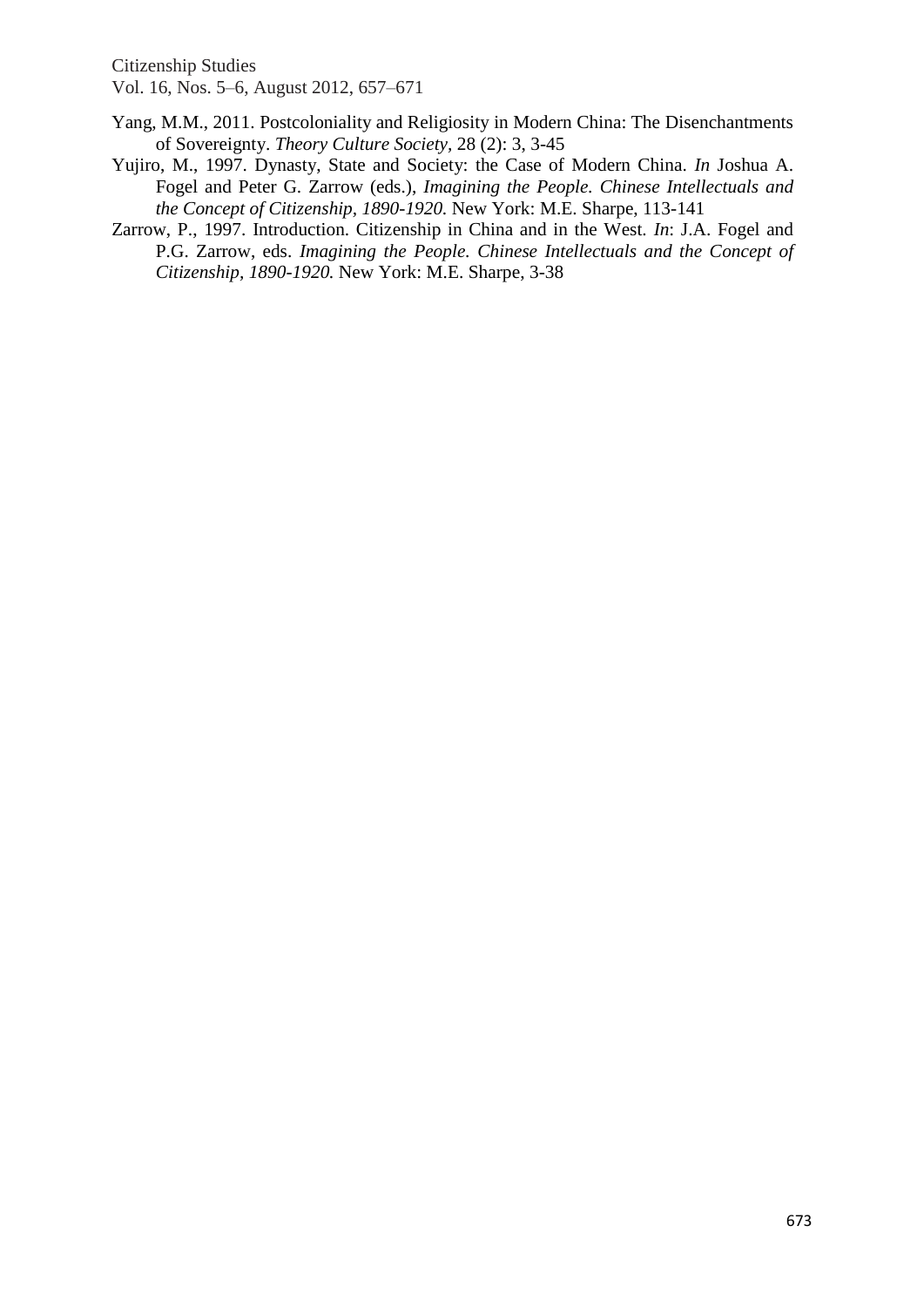Yang, M.M., 2011. Postcoloniality and Religiosity in Modern China: The Disenchantments of Sovereignty. *Theory Culture Society*, 28 (2): 3, 3-45

Yujiro, M., 1997. Dynasty, State and Society: the Case of Modern China. *In* Joshua A. Fogel and Peter G. Zarrow (eds.), *Imagining the People. Chinese Intellectuals and the Concept of Citizenship, 1890-1920.* New York: M.E. Sharpe, 113-141

Zarrow, P., 1997. Introduction. Citizenship in China and in the West. *In*: J.A. Fogel and P.G. Zarrow, eds. *Imagining the People. Chinese Intellectuals and the Concept of Citizenship, 1890-1920.* New York: M.E. Sharpe, 3-38